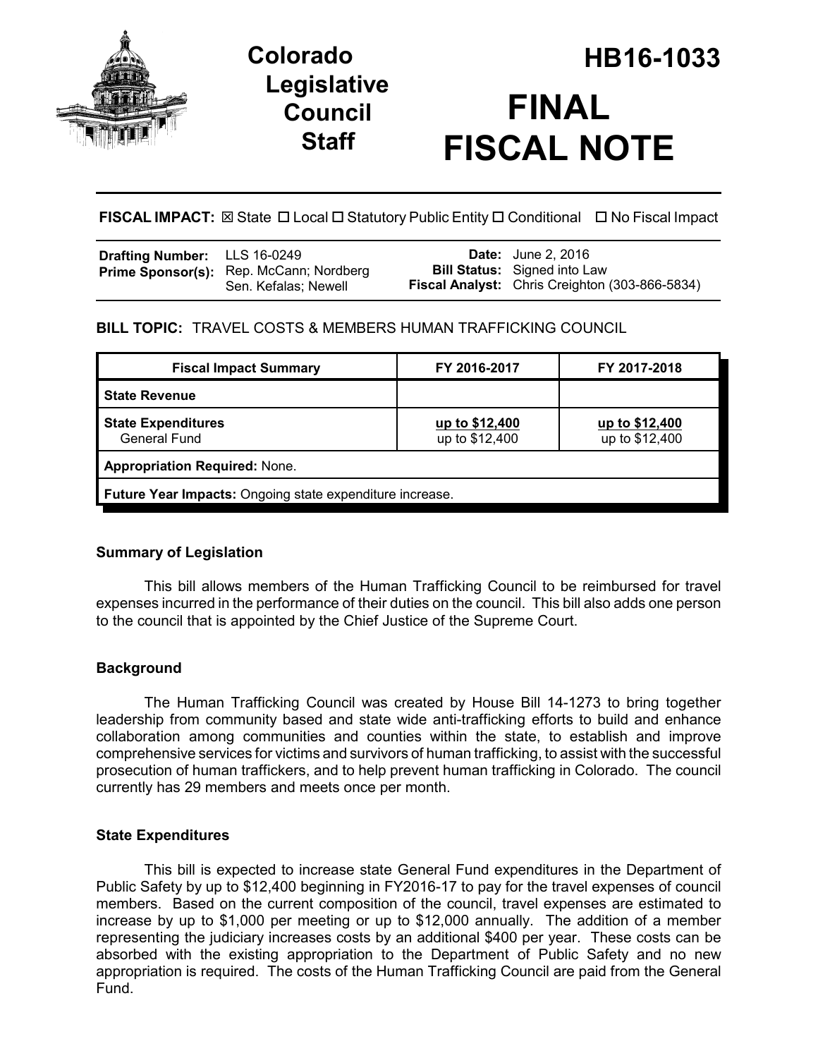# Colorado Legislative Council Staff

# HB16-1033

# FINAL FISCAL NOTE

**FISCAL IMPACT:** ☒ State ☐ Local ☐ Statutory Public Entity ☐ Conditional ☐ No Fiscal Impact

| | | | |
|---|---|---|---|
| **Drafting Number:** | LLS 16-0249 | **Date:** | June 2, 2016 |
| **Prime Sponsor(s):** | Rep. McCann; Nordberg<br>Sen. Kefalas; Newell | **Bill Status:** | Signed into Law |
| | | **Fiscal Analyst:** | Chris Creighton (303-866-5834) |

**BILL TOPIC:** TRAVEL COSTS & MEMBERS HUMAN TRAFFICKING COUNCIL

| Fiscal Impact Summary | FY 2016-2017 | FY 2017-2018 |
|---|---|---|
| **State Revenue** | | |
| **State Expenditures**<br>General Fund | up to $12,400<br>up to $12,400 | up to $12,400<br>up to $12,400 |
| **Appropriation Required:** None. | | |
| **Future Year Impacts:** Ongoing state expenditure increase. | | |

## Summary of Legislation

This bill allows members of the Human Trafficking Council to be reimbursed for travel expenses incurred in the performance of their duties on the council. This bill also adds one person to the council that is appointed by the Chief Justice of the Supreme Court.

## Background

The Human Trafficking Council was created by House Bill 14-1273 to bring together leadership from community based and state wide anti-trafficking efforts to build and enhance collaboration among communities and counties within the state, to establish and improve comprehensive services for victims and survivors of human trafficking, to assist with the successful prosecution of human traffickers, and to help prevent human trafficking in Colorado. The council currently has 29 members and meets once per month.

## State Expenditures

This bill is expected to increase state General Fund expenditures in the Department of Public Safety by up to $12,400 beginning in FY2016-17 to pay for the travel expenses of council members. Based on the current composition of the council, travel expenses are estimated to increase by up to $1,000 per meeting or up to $12,000 annually. The addition of a member representing the judiciary increases costs by an additional $400 per year. These costs can be absorbed with the existing appropriation to the Department of Public Safety and no new appropriation is required. The costs of the Human Trafficking Council are paid from the General Fund.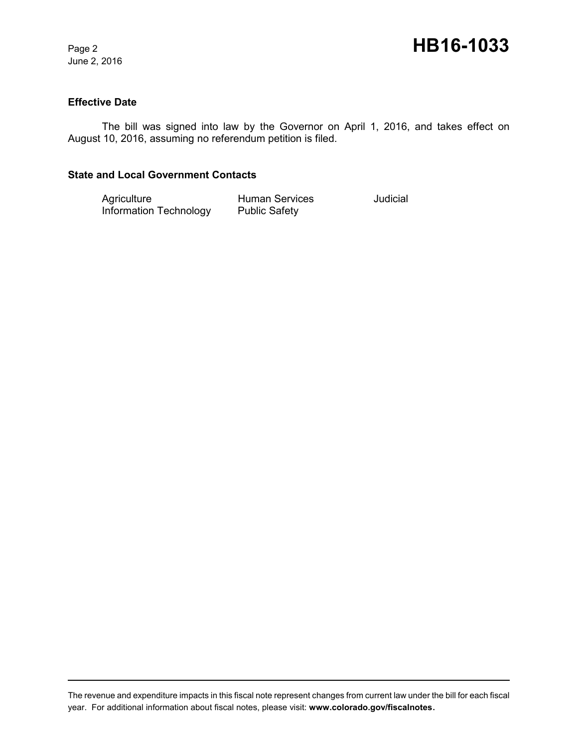### Effective Date

The bill was signed into law by the Governor on April 1, 2016, and takes effect on August 10, 2016, assuming no referendum petition is filed.

### State and Local Government Contacts

| | | |
|---|---|---|
| Agriculture | Human Services | Judicial |
| Information Technology | Public Safety | |

The revenue and expenditure impacts in this fiscal note represent changes from current law under the bill for each fiscal year. For additional information about fiscal notes, please visit: **www.colorado.gov/fiscalnotes.**